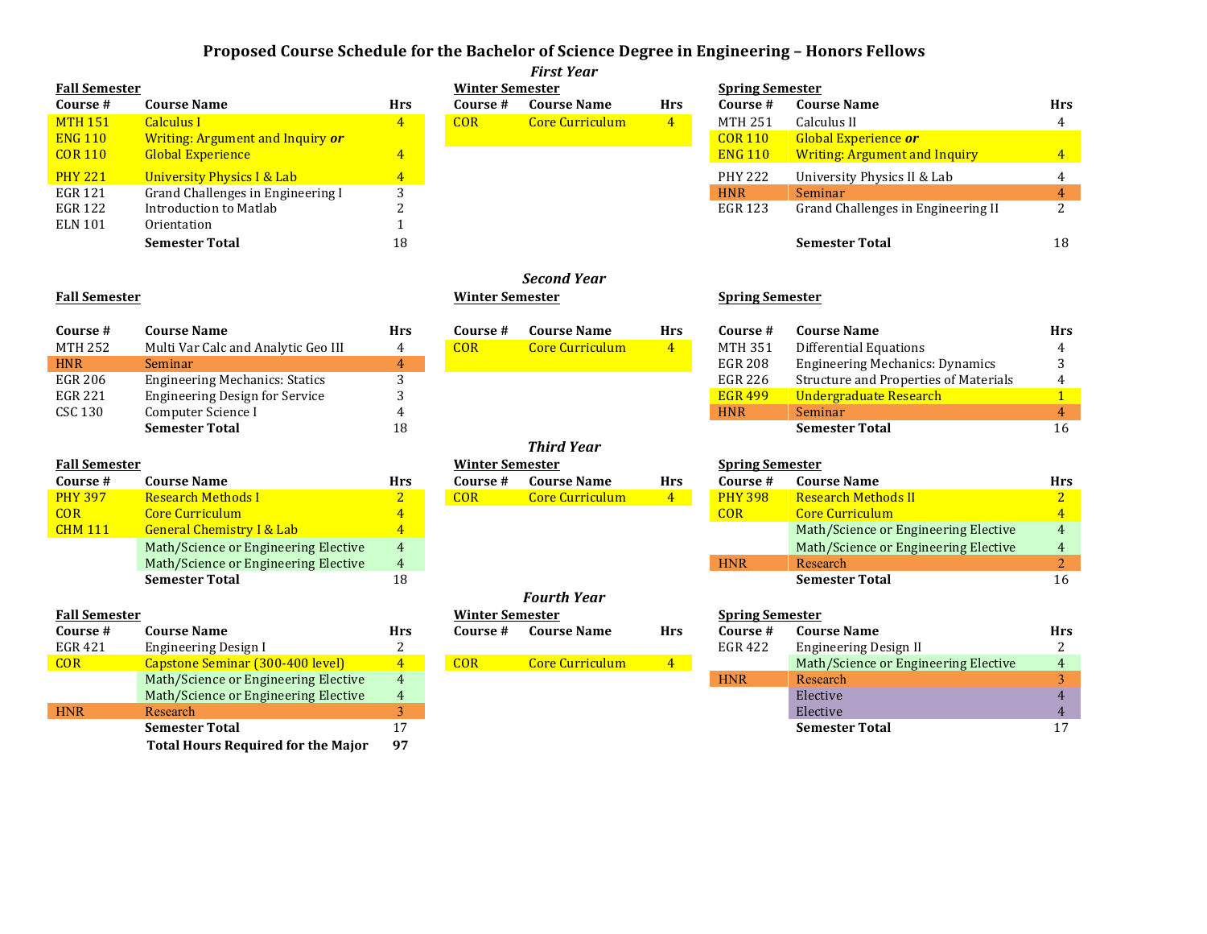# Proposed Course Schedule for the Bachelor of Science Degree in Engineering – Honors Fellows

## *First Year*

**Fall Semester**

| Course # | Course Name | Hrs |
|---|---|---|
| MTH 151 | Calculus I | 4 |
| ENG 110 | Writing: Argument and Inquiry ***or*** | |
| COR 110 | Global Experience | 4 |
| PHY 221 | University Physics I & Lab | 4 |
| EGR 121 | Grand Challenges in Engineering I | 3 |
| EGR 122 | Introduction to Matlab | 2 |
| ELN 101 | Orientation | 1 |
| | **Semester Total** | 18 |

**Winter Semester**

| Course # | Course Name | Hrs |
|---|---|---|
| COR | Core Curriculum | 4 |

**Spring Semester**

| Course # | Course Name | Hrs |
|---|---|---|
| MTH 251 | Calculus II | 4 |
| COR 110 | Global Experience ***or*** | |
| ENG 110 | Writing: Argument and Inquiry | 4 |
| PHY 222 | University Physics II & Lab | 4 |
| HNR | Seminar | 4 |
| EGR 123 | Grand Challenges in Engineering II | 2 |
| | **Semester Total** | 18 |

## *Second Year*

**Fall Semester**

| Course # | Course Name | Hrs |
|---|---|---|
| MTH 252 | Multi Var Calc and Analytic Geo III | 4 |
| HNR | Seminar | 4 |
| EGR 206 | Engineering Mechanics: Statics | 3 |
| EGR 221 | Engineering Design for Service | 3 |
| CSC 130 | Computer Science I | 4 |
| | **Semester Total** | 18 |

**Winter Semester**

| Course # | Course Name | Hrs |
|---|---|---|
| COR | Core Curriculum | 4 |

**Spring Semester**

| Course # | Course Name | Hrs |
|---|---|---|
| MTH 351 | Differential Equations | 4 |
| EGR 208 | Engineering Mechanics: Dynamics | 3 |
| EGR 226 | Structure and Properties of Materials | 4 |
| EGR 499 | Undergraduate Research | 1 |
| HNR | Seminar | 4 |
| | **Semester Total** | 16 |

## *Third Year*

**Fall Semester**

| Course # | Course Name | Hrs |
|---|---|---|
| PHY 397 | Research Methods I | 2 |
| COR | Core Curriculum | 4 |
| CHM 111 | General Chemistry I & Lab | 4 |
| | Math/Science or Engineering Elective | 4 |
| | Math/Science or Engineering Elective | 4 |
| | **Semester Total** | 18 |

**Winter Semester**

| Course # | Course Name | Hrs |
|---|---|---|
| COR | Core Curriculum | 4 |

**Spring Semester**

| Course # | Course Name | Hrs |
|---|---|---|
| PHY 398 | Research Methods II | 2 |
| COR | Core Curriculum | 4 |
| | Math/Science or Engineering Elective | 4 |
| | Math/Science or Engineering Elective | 4 |
| HNR | Research | 2 |
| | **Semester Total** | 16 |

## *Fourth Year*

**Fall Semester**

| Course # | Course Name | Hrs |
|---|---|---|
| EGR 421 | Engineering Design I | 2 |
| COR | Capstone Seminar (300-400 level) | 4 |
| | Math/Science or Engineering Elective | 4 |
| | Math/Science or Engineering Elective | 4 |
| HNR | Research | 3 |
| | **Semester Total** | 17 |
| | **Total Hours Required for the Major** | **97** |

**Winter Semester**

| Course # | Course Name | Hrs |
|---|---|---|
| COR | Core Curriculum | 4 |

**Spring Semester**

| Course # | Course Name | Hrs |
|---|---|---|
| EGR 422 | Engineering Design II | 2 |
| | Math/Science or Engineering Elective | 4 |
| HNR | Research | 3 |
| | Elective | 4 |
| | Elective | 4 |
| | **Semester Total** | 17 |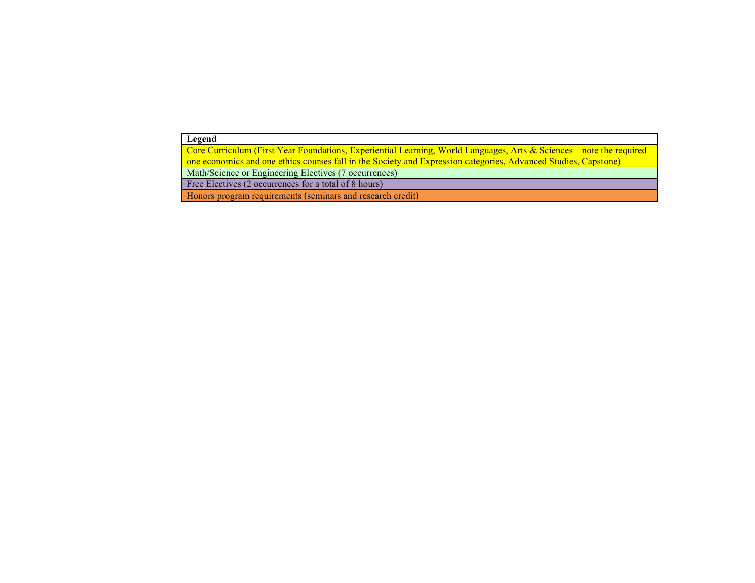| Legend |
| --- |
| Core Curriculum (First Year Foundations, Experiential Learning, World Languages, Arts & Sciences—note the required one economics and one ethics courses fall in the Society and Expression categories, Advanced Studies, Capstone) |
| Math/Science or Engineering Electives (7 occurrences) |
| Free Electives (2 occurrences for a total of 8 hours) |
| Honors program requirements (seminars and research credit) |